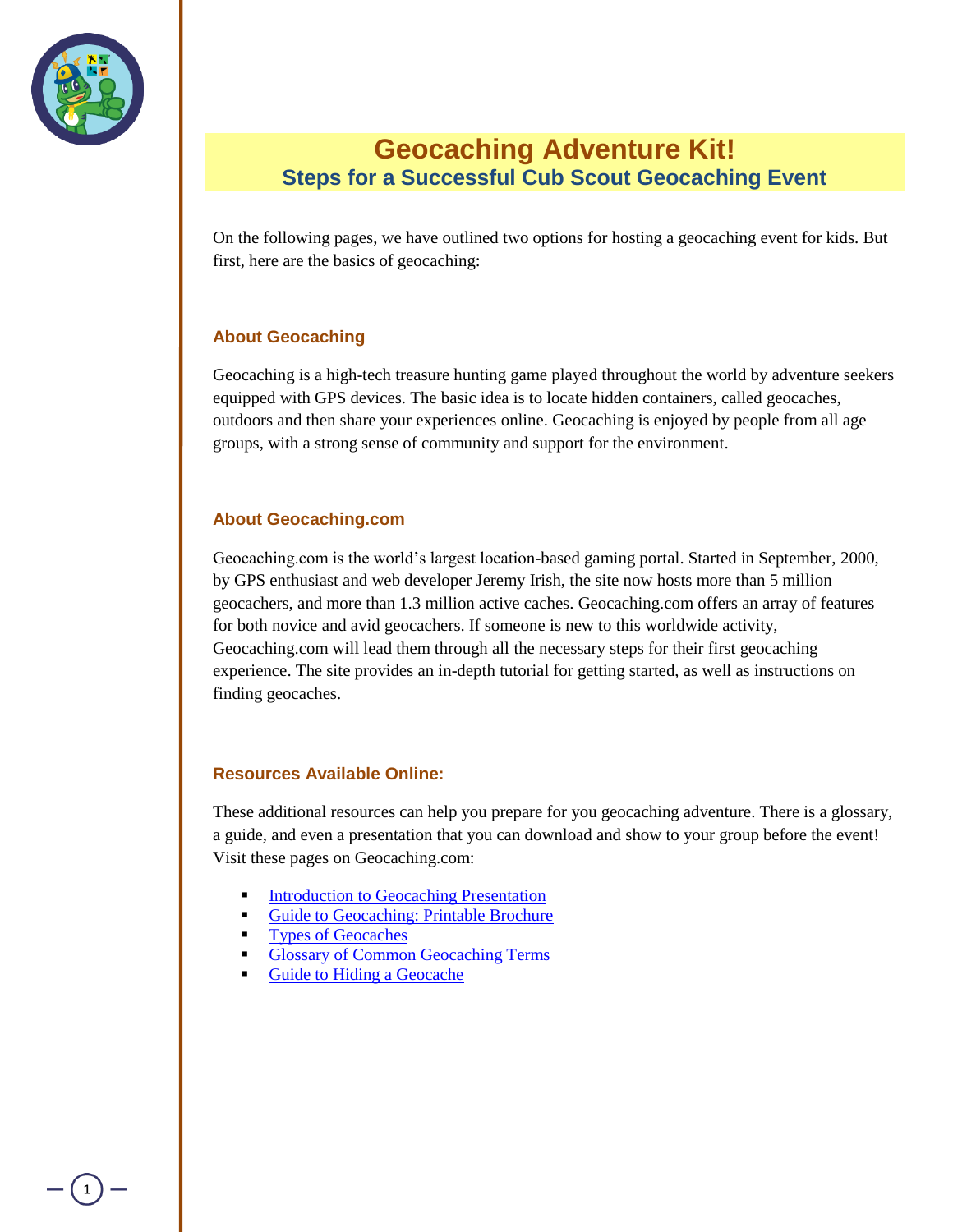# Geocaching Adventure Kit!

## Steps for a Successful Cub Scout Geocaching Event

On the following pages, we have outlined two options for hosting a geocaching event for kids. But first, here are the basics of geocaching:

### About Geocaching

Geocaching is a high-tech treasure hunting game played throughout the world by adventure seekers equipped with GPS devices. The basic idea is to locate hidden containers, called geocaches, outdoors and then share your experiences online. Geocaching is enjoyed by people from all age groups, with a strong sense of community and support for the environment.

### About Geocaching.com

Geocaching.com is the world's largest location-based gaming portal. Started in September, 2000, by GPS enthusiast and web developer Jeremy Irish, the site now hosts more than 5 million geocachers, and more than 1.3 million active caches. Geocaching.com offers an array of features for both novice and avid geocachers. If someone is new to this worldwide activity, Geocaching.com will lead them through all the necessary steps for their first geocaching experience. The site provides an in-depth tutorial for getting started, as well as instructions on finding geocaches.

### Resources Available Online:

These additional resources can help you prepare for you geocaching adventure. There is a glossary, a guide, and even a presentation that you can download and show to your group before the event! Visit these pages on Geocaching.com:

- Introduction to Geocaching Presentation
- Guide to Geocaching: Printable Brochure
- Types of Geocaches
- Glossary of Common Geocaching Terms
- Guide to Hiding a Geocache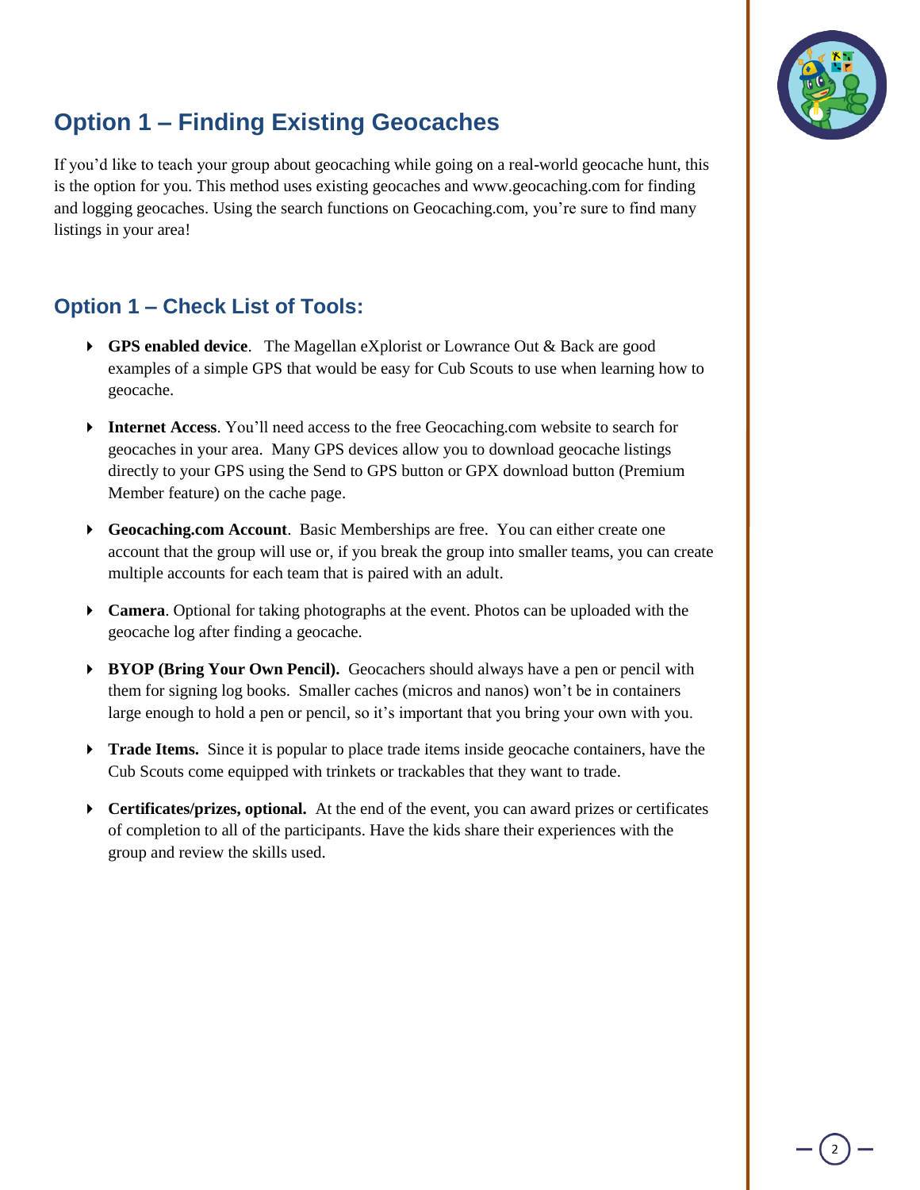## Option 1 – Finding Existing Geocaches

If you'd like to teach your group about geocaching while going on a real-world geocache hunt, this is the option for you. This method uses existing geocaches and www.geocaching.com for finding and logging geocaches. Using the search functions on Geocaching.com, you're sure to find many listings in your area!

## Option 1 – Check List of Tools:

- **GPS enabled device**. The Magellan eXplorist or Lowrance Out & Back are good examples of a simple GPS that would be easy for Cub Scouts to use when learning how to geocache.
- **Internet Access**. You'll need access to the free Geocaching.com website to search for geocaches in your area. Many GPS devices allow you to download geocache listings directly to your GPS using the Send to GPS button or GPX download button (Premium Member feature) on the cache page.
- **Geocaching.com Account**. Basic Memberships are free. You can either create one account that the group will use or, if you break the group into smaller teams, you can create multiple accounts for each team that is paired with an adult.
- **Camera**. Optional for taking photographs at the event. Photos can be uploaded with the geocache log after finding a geocache.
- **BYOP (Bring Your Own Pencil).** Geocachers should always have a pen or pencil with them for signing log books. Smaller caches (micros and nanos) won't be in containers large enough to hold a pen or pencil, so it's important that you bring your own with you.
- **Trade Items.** Since it is popular to place trade items inside geocache containers, have the Cub Scouts come equipped with trinkets or trackables that they want to trade.
- **Certificates/prizes, optional.** At the end of the event, you can award prizes or certificates of completion to all of the participants. Have the kids share their experiences with the group and review the skills used.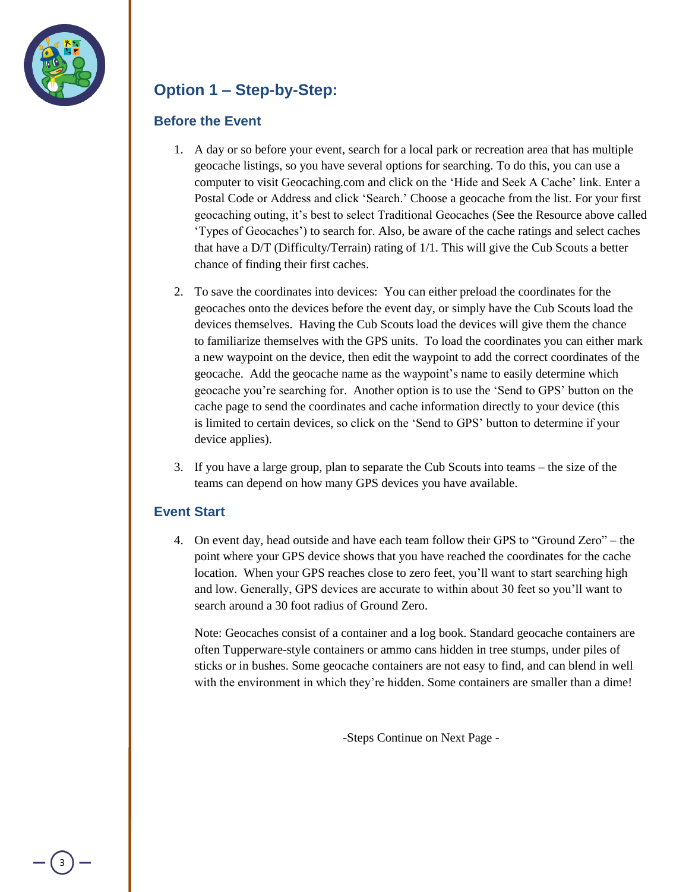## Option 1 – Step-by-Step:

### Before the Event

1. A day or so before your event, search for a local park or recreation area that has multiple geocache listings, so you have several options for searching. To do this, you can use a computer to visit Geocaching.com and click on the 'Hide and Seek A Cache' link. Enter a Postal Code or Address and click 'Search.' Choose a geocache from the list. For your first geocaching outing, it's best to select Traditional Geocaches (See the Resource above called 'Types of Geocaches') to search for. Also, be aware of the cache ratings and select caches that have a D/T (Difficulty/Terrain) rating of 1/1. This will give the Cub Scouts a better chance of finding their first caches.

2. To save the coordinates into devices: You can either preload the coordinates for the geocaches onto the devices before the event day, or simply have the Cub Scouts load the devices themselves. Having the Cub Scouts load the devices will give them the chance to familiarize themselves with the GPS units. To load the coordinates you can either mark a new waypoint on the device, then edit the waypoint to add the correct coordinates of the geocache. Add the geocache name as the waypoint's name to easily determine which geocache you're searching for. Another option is to use the 'Send to GPS' button on the cache page to send the coordinates and cache information directly to your device (this is limited to certain devices, so click on the 'Send to GPS' button to determine if your device applies).

3. If you have a large group, plan to separate the Cub Scouts into teams – the size of the teams can depend on how many GPS devices you have available.

### Event Start

4. On event day, head outside and have each team follow their GPS to "Ground Zero" – the point where your GPS device shows that you have reached the coordinates for the cache location. When your GPS reaches close to zero feet, you'll want to start searching high and low. Generally, GPS devices are accurate to within about 30 feet so you'll want to search around a 30 foot radius of Ground Zero.

   Note: Geocaches consist of a container and a log book. Standard geocache containers are often Tupperware-style containers or ammo cans hidden in tree stumps, under piles of sticks or in bushes. Some geocache containers are not easy to find, and can blend in well with the environment in which they're hidden. Some containers are smaller than a dime!

-Steps Continue on Next Page -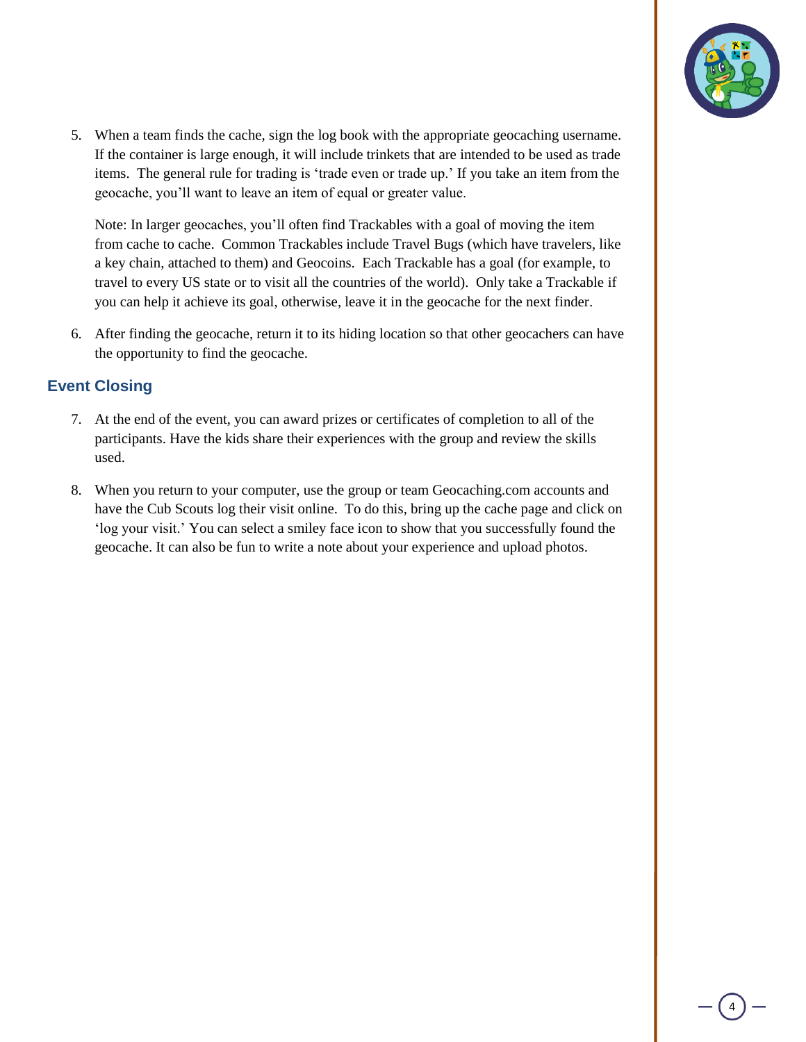5. When a team finds the cache, sign the log book with the appropriate geocaching username. If the container is large enough, it will include trinkets that are intended to be used as trade items. The general rule for trading is 'trade even or trade up.' If you take an item from the geocache, you'll want to leave an item of equal or greater value.

   Note: In larger geocaches, you'll often find Trackables with a goal of moving the item from cache to cache. Common Trackables include Travel Bugs (which have travelers, like a key chain, attached to them) and Geocoins. Each Trackable has a goal (for example, to travel to every US state or to visit all the countries of the world). Only take a Trackable if you can help it achieve its goal, otherwise, leave it in the geocache for the next finder.

6. After finding the geocache, return it to its hiding location so that other geocachers can have the opportunity to find the geocache.

## Event Closing

7. At the end of the event, you can award prizes or certificates of completion to all of the participants. Have the kids share their experiences with the group and review the skills used.

8. When you return to your computer, use the group or team Geocaching.com accounts and have the Cub Scouts log their visit online. To do this, bring up the cache page and click on 'log your visit.' You can select a smiley face icon to show that you successfully found the geocache. It can also be fun to write a note about your experience and upload photos.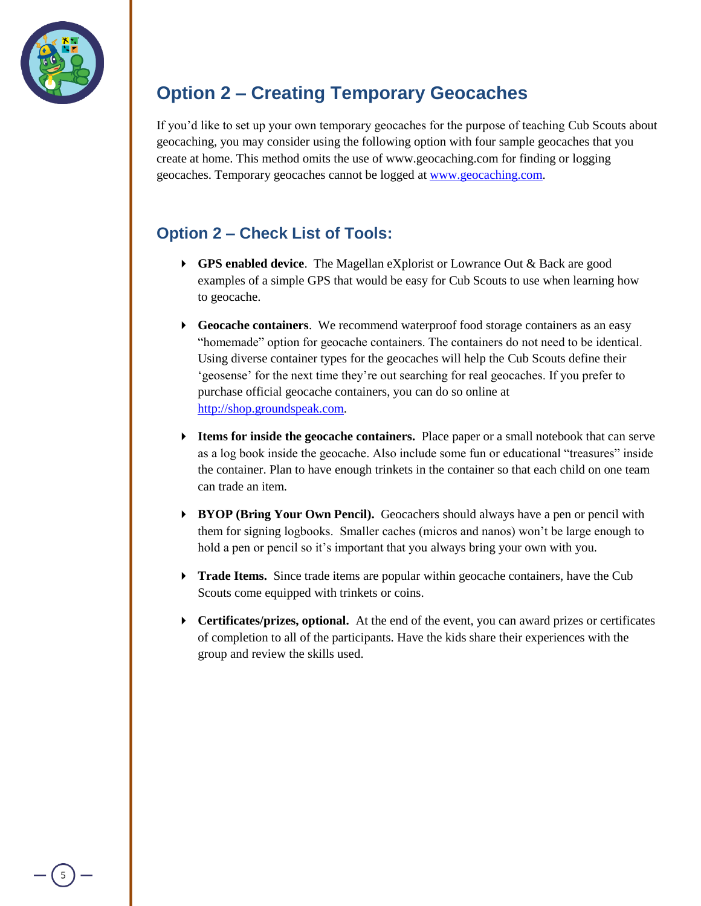## Option 2 – Creating Temporary Geocaches

If you'd like to set up your own temporary geocaches for the purpose of teaching Cub Scouts about geocaching, you may consider using the following option with four sample geocaches that you create at home. This method omits the use of www.geocaching.com for finding or logging geocaches. Temporary geocaches cannot be logged at [www.geocaching.com](http://www.geocaching.com).

## Option 2 – Check List of Tools:

- **GPS enabled device**. The Magellan eXplorist or Lowrance Out & Back are good examples of a simple GPS that would be easy for Cub Scouts to use when learning how to geocache.
- **Geocache containers**. We recommend waterproof food storage containers as an easy "homemade" option for geocache containers. The containers do not need to be identical. Using diverse container types for the geocaches will help the Cub Scouts define their 'geosense' for the next time they're out searching for real geocaches. If you prefer to purchase official geocache containers, you can do so online at [http://shop.groundspeak.com](http://shop.groundspeak.com).
- **Items for inside the geocache containers.** Place paper or a small notebook that can serve as a log book inside the geocache. Also include some fun or educational "treasures" inside the container. Plan to have enough trinkets in the container so that each child on one team can trade an item.
- **BYOP (Bring Your Own Pencil).** Geocachers should always have a pen or pencil with them for signing logbooks. Smaller caches (micros and nanos) won't be large enough to hold a pen or pencil so it's important that you always bring your own with you.
- **Trade Items.** Since trade items are popular within geocache containers, have the Cub Scouts come equipped with trinkets or coins.
- **Certificates/prizes, optional.** At the end of the event, you can award prizes or certificates of completion to all of the participants. Have the kids share their experiences with the group and review the skills used.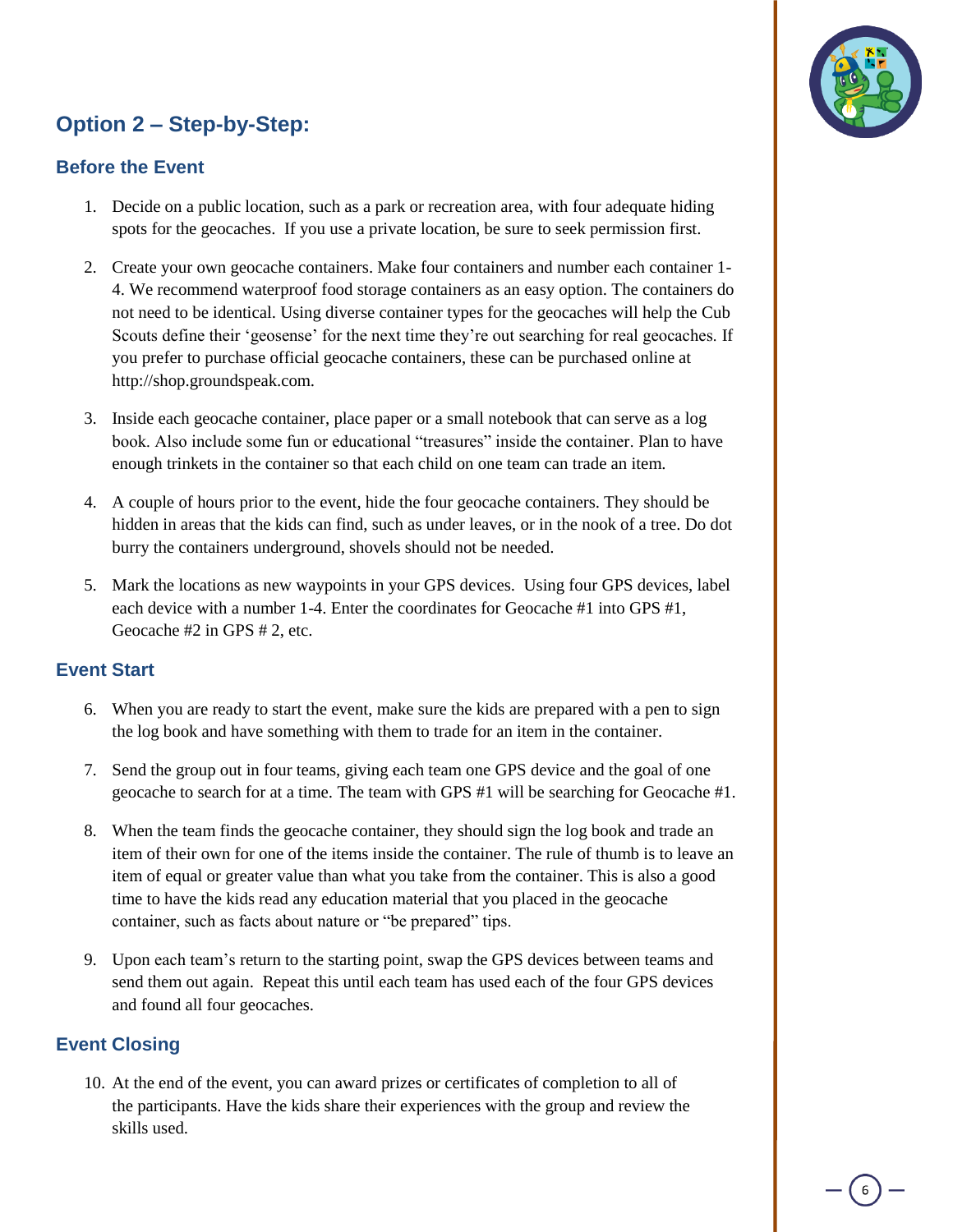## Option 2 – Step-by-Step:

### Before the Event

1. Decide on a public location, such as a park or recreation area, with four adequate hiding spots for the geocaches. If you use a private location, be sure to seek permission first.

2. Create your own geocache containers. Make four containers and number each container 1-4. We recommend waterproof food storage containers as an easy option. The containers do not need to be identical. Using diverse container types for the geocaches will help the Cub Scouts define their 'geosense' for the next time they're out searching for real geocaches. If you prefer to purchase official geocache containers, these can be purchased online at http://shop.groundspeak.com.

3. Inside each geocache container, place paper or a small notebook that can serve as a log book. Also include some fun or educational "treasures" inside the container. Plan to have enough trinkets in the container so that each child on one team can trade an item.

4. A couple of hours prior to the event, hide the four geocache containers. They should be hidden in areas that the kids can find, such as under leaves, or in the nook of a tree. Do dot burry the containers underground, shovels should not be needed.

5. Mark the locations as new waypoints in your GPS devices. Using four GPS devices, label each device with a number 1-4. Enter the coordinates for Geocache #1 into GPS #1, Geocache #2 in GPS # 2, etc.

### Event Start

6. When you are ready to start the event, make sure the kids are prepared with a pen to sign the log book and have something with them to trade for an item in the container.

7. Send the group out in four teams, giving each team one GPS device and the goal of one geocache to search for at a time. The team with GPS #1 will be searching for Geocache #1.

8. When the team finds the geocache container, they should sign the log book and trade an item of their own for one of the items inside the container. The rule of thumb is to leave an item of equal or greater value than what you take from the container. This is also a good time to have the kids read any education material that you placed in the geocache container, such as facts about nature or "be prepared" tips.

9. Upon each team's return to the starting point, swap the GPS devices between teams and send them out again. Repeat this until each team has used each of the four GPS devices and found all four geocaches.

### Event Closing

10. At the end of the event, you can award prizes or certificates of completion to all of the participants. Have the kids share their experiences with the group and review the skills used.